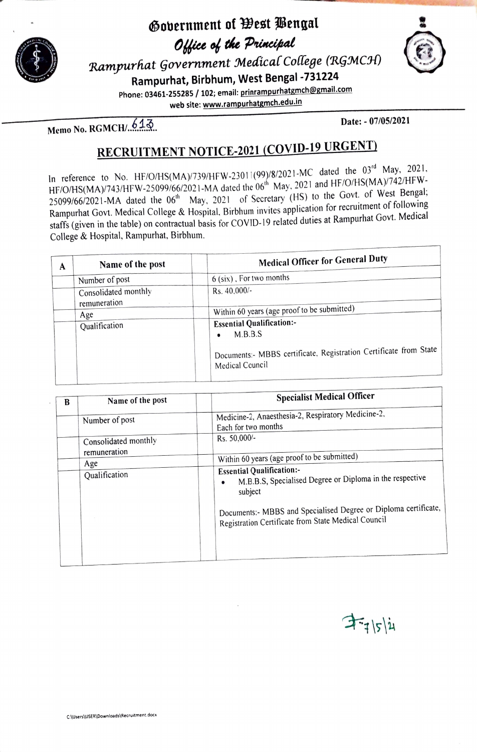# Government of West Bengal

## Office of the Principal

### Rampurhat Government Medical College (RGMCH)

**Rampurhat, Birbhum, West Bengal -731224**

Phone: 03461-255285 / 102; email: prinrampurhatgmch@gmail.com

web site: www.rampurhatgmch.edu.in

Memo No. RGMCH/613 Date: - 07/05/2021

## RECRUITMENT NOTICE-2021 (COVID-19 URGENT)

In reference to No. HF/O/HS(MA)/739/HFW-23011(99)/8/2021-MC dated the 03rd May, 2021, HF/O/HS(MA)/743/HFW-25099/66/2021-MA dated the 06th May, 2021 and HF/O/HS(MA)/742/HFW-25099/66/2021-MA dated the 06th May, 2021 of Secretary (HS) to the Govt. of West Bengal; Rampurhat Govt. Medical College & Hospital, Birbhum invites application for recruitment of following staffs (given in the table) on contractual basis for COVID-19 related duties at Rampurhat Govt. Medical College & Hospital, Rampurhat, Birbhum.

| A | Name of the post | | Medical Officer for General Duty |
|---|---|---|---|
| | Number of post | | 6 (six) , For two months |
| | Consolidated monthly remuneration | | Rs. 40,000/- |
| | Age | | Within 60 years (age proof to be submitted) |
| | Qualification | | **Essential Qualification:-** <br> • M.B.B.S <br><br> Documents:- MBBS certificate, Registration Certificate from State Medical Council |

| B | Name of the post | | Specialist Medical Officer |
|---|---|---|---|
| | Number of post | | Medicine-2, Anaesthesia-2, Respiratory Medicine-2, Each for two months |
| | Consolidated monthly remuneration | | Rs. 50,000/- |
| | Age | | Within 60 years (age proof to be submitted) |
| | Qualification | | **Essential Qualification:-** <br> • M.B.B.S, Specialised Degree or Diploma in the respective subject <br><br> Documents:- MBBS and Specialised Degree or Diploma certificate, Registration Certificate from State Medical Council |

7/5/21

C:\Users\USER\Downloads\Recruitment.docx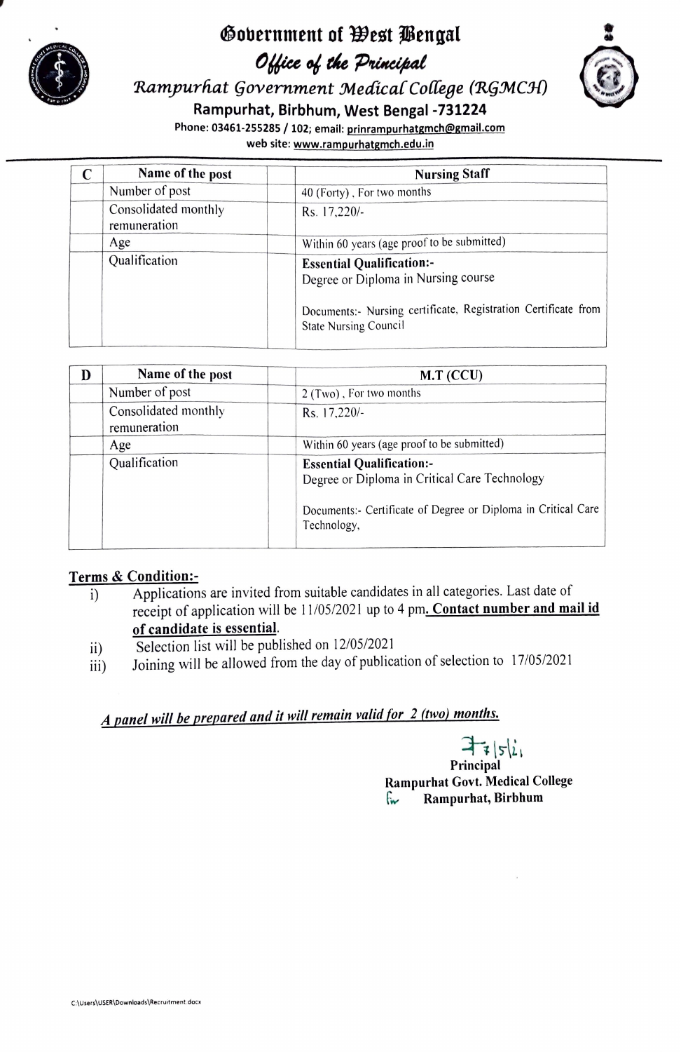# Government of West Bengal

## Office of the Principal

### Rampurhat Government Medical College (RGMCH)

**Rampurhat, Birbhum, West Bengal -731224**

**Phone: 03461-255285 / 102; email: prinrampurhatgmch@gmail.com**

**web site: www.rampurhatgmch.edu.in**

| C | Name of the post | | Nursing Staff |
|---|---|---|---|
| | Number of post | | 40 (Forty) , For two months |
| | Consolidated monthly remuneration | | Rs. 17,220/- |
| | Age | | Within 60 years (age proof to be submitted) |
| | Qualification | | **Essential Qualification:-** Degree or Diploma in Nursing course<br><br>Documents:- Nursing certificate, Registration Certificate from State Nursing Council |

| D | Name of the post | | M.T (CCU) |
|---|---|---|---|
| | Number of post | | 2 (Two) , For two months |
| | Consolidated monthly remuneration | | Rs. 17,220/- |
| | Age | | Within 60 years (age proof to be submitted) |
| | Qualification | | **Essential Qualification:-** Degree or Diploma in Critical Care Technology<br><br>Documents:- Certificate of Degree or Diploma in Critical Care Technology, |

**Terms & Condition:-**

i) Applications are invited from suitable candidates in all categories. Last date of receipt of application will be 11/05/2021 up to 4 pm**. Contact number and mail id of candidate is essential**.

ii) Selection list will be published on 12/05/2021

iii) Joining will be allowed from the day of publication of selection to 17/05/2021

***A panel will be prepared and it will remain valid for 2 (two) months.***

**Principal**
**Rampurhat Govt. Medical College**
**Rampurhat, Birbhum**